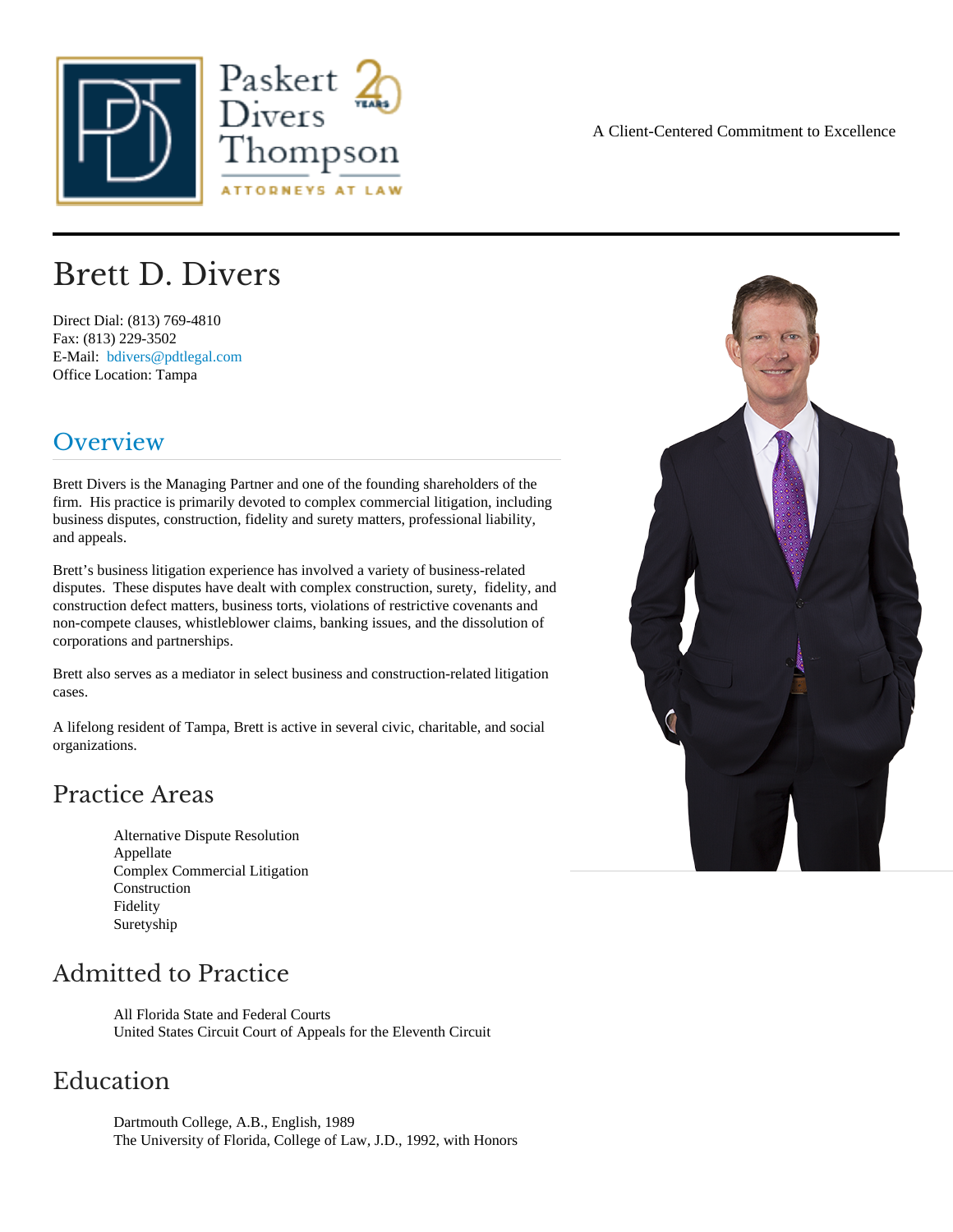A Client-Centered Commitment to Excellence

# Brett D. Divers

Direct Dial: (813) 769-4810
Fax: (813) 229-3502
E-Mail: bdivers@pdtlegal.com
Office Location: Tampa

## Overview

Brett Divers is the Managing Partner and one of the founding shareholders of the firm. His practice is primarily devoted to complex commercial litigation, including business disputes, construction, fidelity and surety matters, professional liability, and appeals.

Brett's business litigation experience has involved a variety of business-related disputes. These disputes have dealt with complex construction, surety, fidelity, and construction defect matters, business torts, violations of restrictive covenants and non-compete clauses, whistleblower claims, banking issues, and the dissolution of corporations and partnerships.

Brett also serves as a mediator in select business and construction-related litigation cases.

A lifelong resident of Tampa, Brett is active in several civic, charitable, and social organizations.

## Practice Areas

- Alternative Dispute Resolution
- Appellate
- Complex Commercial Litigation
- Construction
- Fidelity
- Suretyship

## Admitted to Practice

- All Florida State and Federal Courts
- United States Circuit Court of Appeals for the Eleventh Circuit

## Education

- Dartmouth College, A.B., English, 1989
- The University of Florida, College of Law, J.D., 1992, with Honors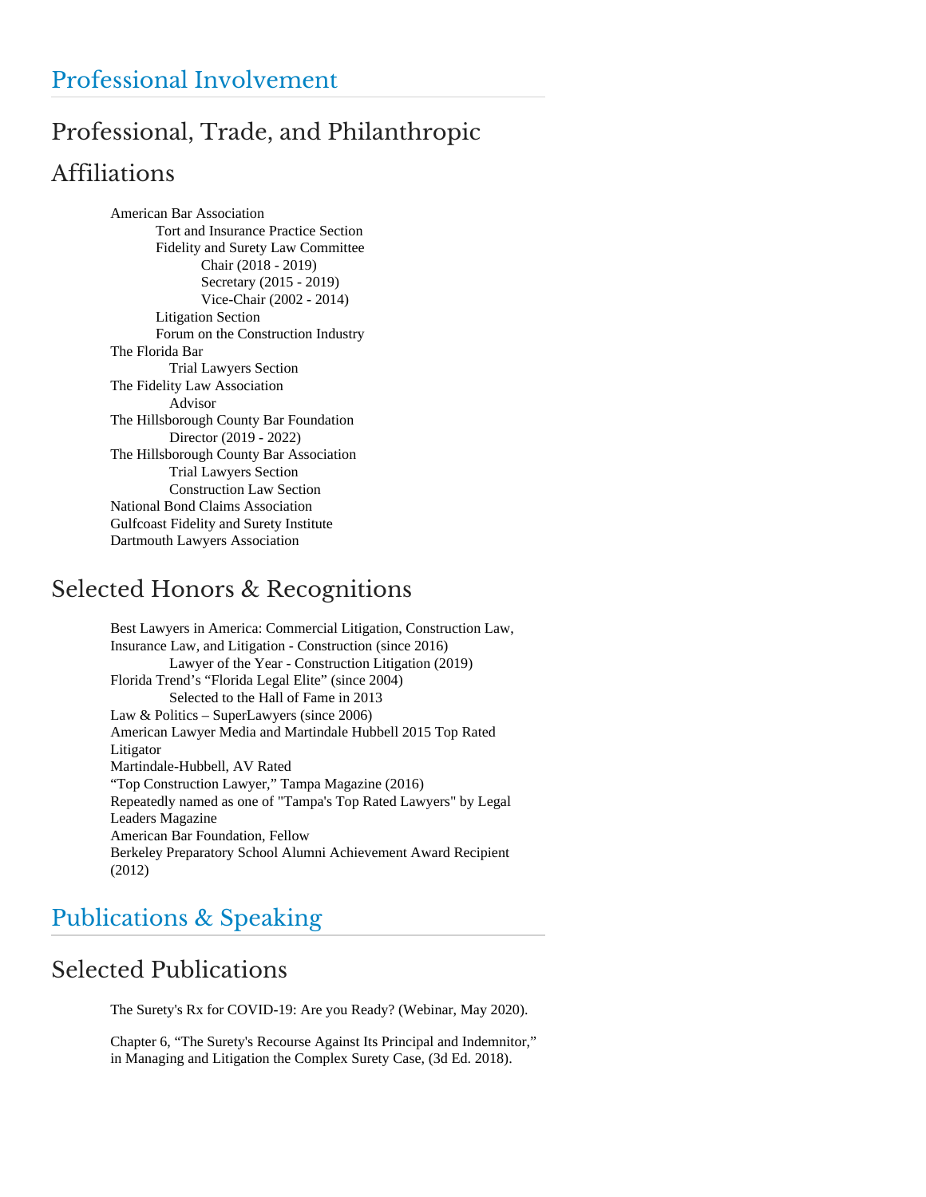# Professional Involvement

## Professional, Trade, and Philanthropic Affiliations

- American Bar Association
  - Tort and Insurance Practice Section
  - Fidelity and Surety Law Committee
    - Chair (2018 - 2019)
    - Secretary (2015 - 2019)
    - Vice-Chair (2002 - 2014)
  - Litigation Section
  - Forum on the Construction Industry
- The Florida Bar
  - Trial Lawyers Section
- The Fidelity Law Association
  - Advisor
- The Hillsborough County Bar Foundation
  - Director (2019 - 2022)
- The Hillsborough County Bar Association
  - Trial Lawyers Section
  - Construction Law Section
- National Bond Claims Association
- Gulfcoast Fidelity and Surety Institute
- Dartmouth Lawyers Association

## Selected Honors & Recognitions

- Best Lawyers in America: Commercial Litigation, Construction Law, Insurance Law, and Litigation - Construction (since 2016)
  - Lawyer of the Year - Construction Litigation (2019)
- Florida Trend's "Florida Legal Elite" (since 2004)
  - Selected to the Hall of Fame in 2013
- Law & Politics – SuperLawyers (since 2006)
- American Lawyer Media and Martindale Hubbell 2015 Top Rated Litigator
- Martindale-Hubbell, AV Rated
- "Top Construction Lawyer," Tampa Magazine (2016)
- Repeatedly named as one of "Tampa's Top Rated Lawyers" by Legal Leaders Magazine
- American Bar Foundation, Fellow
- Berkeley Preparatory School Alumni Achievement Award Recipient (2012)

# Publications & Speaking

## Selected Publications

The Surety's Rx for COVID-19: Are you Ready? (Webinar, May 2020).

Chapter 6, "The Surety's Recourse Against Its Principal and Indemnitor," in Managing and Litigation the Complex Surety Case, (3d Ed. 2018).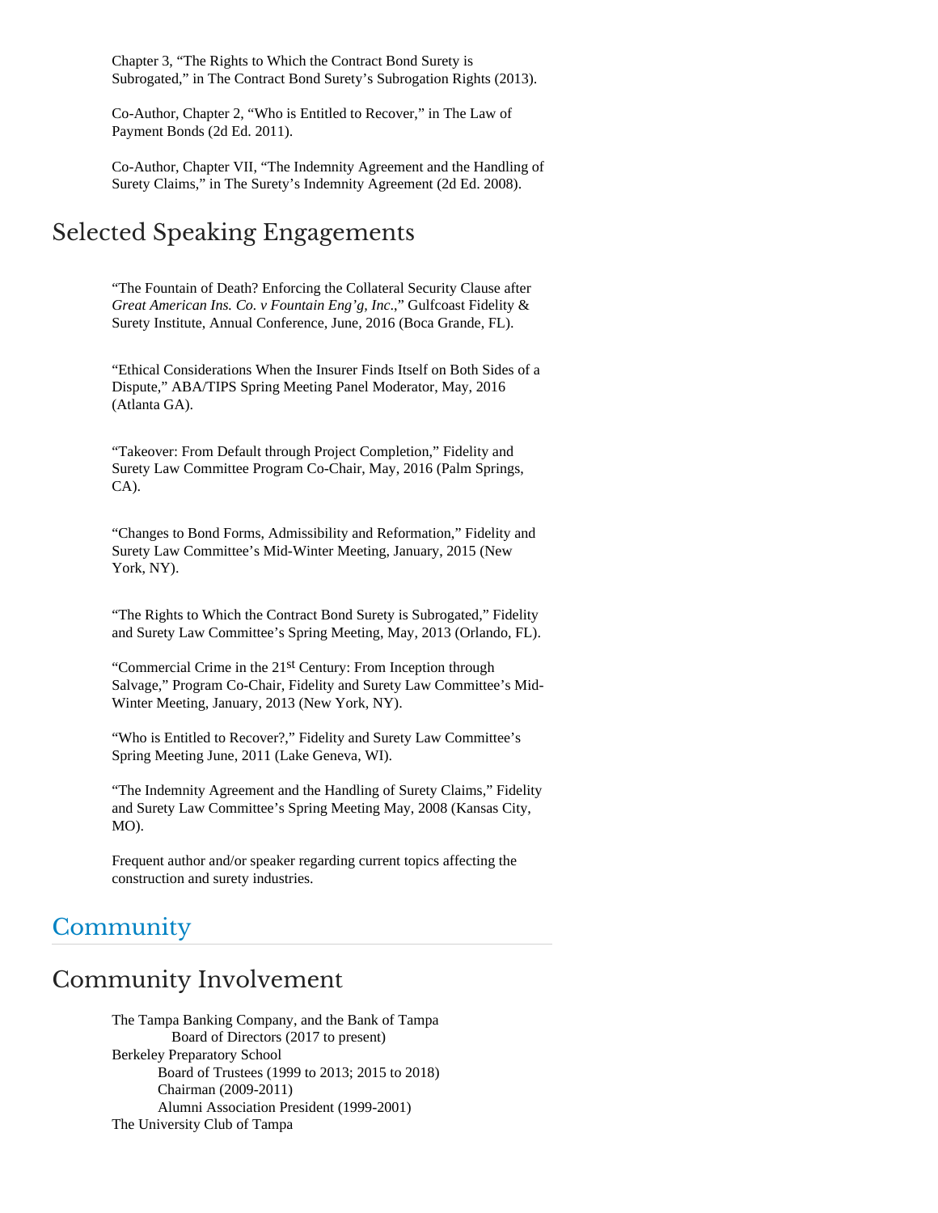Chapter 3, “The Rights to Which the Contract Bond Surety is Subrogated,” in The Contract Bond Surety’s Subrogation Rights (2013).

Co-Author, Chapter 2, “Who is Entitled to Recover,” in The Law of Payment Bonds (2d Ed. 2011).

Co-Author, Chapter VII, “The Indemnity Agreement and the Handling of Surety Claims,” in The Surety’s Indemnity Agreement (2d Ed. 2008).

## Selected Speaking Engagements

“The Fountain of Death? Enforcing the Collateral Security Clause after *Great American Ins. Co. v Fountain Eng’g, Inc*.,” Gulfcoast Fidelity & Surety Institute, Annual Conference, June, 2016 (Boca Grande, FL).

“Ethical Considerations When the Insurer Finds Itself on Both Sides of a Dispute,” ABA/TIPS Spring Meeting Panel Moderator, May, 2016 (Atlanta GA).

“Takeover: From Default through Project Completion,” Fidelity and Surety Law Committee Program Co-Chair, May, 2016 (Palm Springs, CA).

“Changes to Bond Forms, Admissibility and Reformation,” Fidelity and Surety Law Committee’s Mid-Winter Meeting, January, 2015 (New York, NY).

“The Rights to Which the Contract Bond Surety is Subrogated,” Fidelity and Surety Law Committee’s Spring Meeting, May, 2013 (Orlando, FL).

“Commercial Crime in the 21st Century: From Inception through Salvage,” Program Co-Chair, Fidelity and Surety Law Committee’s Mid-Winter Meeting, January, 2013 (New York, NY).

“Who is Entitled to Recover?,” Fidelity and Surety Law Committee’s Spring Meeting June, 2011 (Lake Geneva, WI).

“The Indemnity Agreement and the Handling of Surety Claims,” Fidelity and Surety Law Committee’s Spring Meeting May, 2008 (Kansas City, MO).

Frequent author and/or speaker regarding current topics affecting the construction and surety industries.

# Community

## Community Involvement

The Tampa Banking Company, and the Bank of Tampa
- Board of Directors (2017 to present)

Berkeley Preparatory School
- Board of Trustees (1999 to 2013; 2015 to 2018)
- Chairman (2009-2011)
- Alumni Association President (1999-2001)

The University Club of Tampa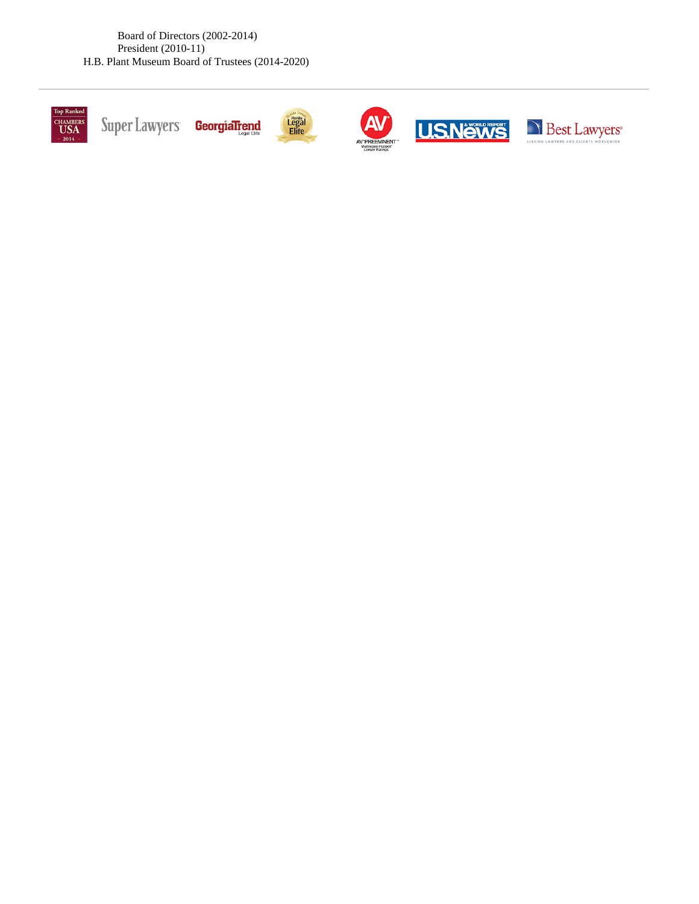Board of Directors (2002-2014)

President (2010-11)

H.B. Plant Museum Board of Trustees (2014-2020)

---